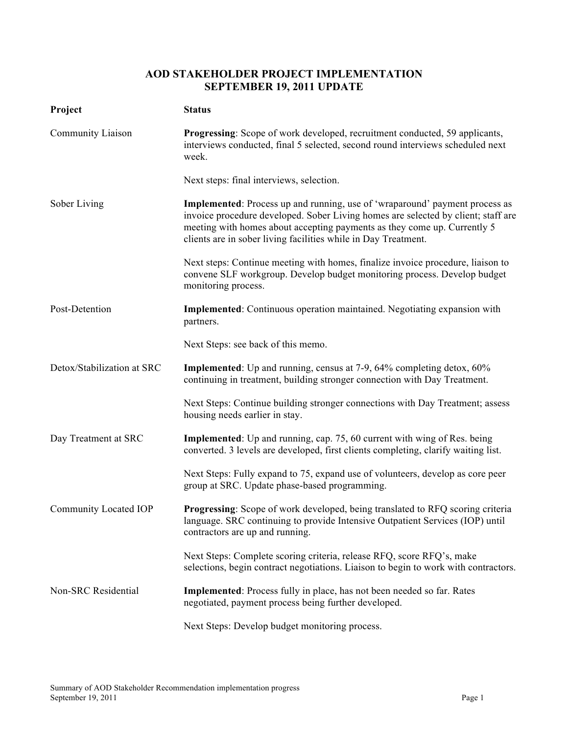# AOD STAKEHOLDER PROJECT IMPLEMENTATION
## SEPTEMBER 19, 2011 UPDATE

| Project | Status |
|---|---|
| Community Liaison | **Progressing**: Scope of work developed, recruitment conducted, 59 applicants, interviews conducted, final 5 selected, second round interviews scheduled next week.<br><br>Next steps: final interviews, selection. |
| Sober Living | **Implemented**: Process up and running, use of 'wraparound' payment process as invoice procedure developed. Sober Living homes are selected by client; staff are meeting with homes about accepting payments as they come up. Currently 5 clients are in sober living facilities while in Day Treatment.<br><br>Next steps: Continue meeting with homes, finalize invoice procedure, liaison to convene SLF workgroup. Develop budget monitoring process. Develop budget monitoring process. |
| Post-Detention | **Implemented**: Continuous operation maintained. Negotiating expansion with partners.<br><br>Next Steps: see back of this memo. |
| Detox/Stabilization at SRC | **Implemented**: Up and running, census at 7-9, 64% completing detox, 60% continuing in treatment, building stronger connection with Day Treatment.<br><br>Next Steps: Continue building stronger connections with Day Treatment; assess housing needs earlier in stay. |
| Day Treatment at SRC | **Implemented**: Up and running, cap. 75, 60 current with wing of Res. being converted. 3 levels are developed, first clients completing, clarify waiting list.<br><br>Next Steps: Fully expand to 75, expand use of volunteers, develop as core peer group at SRC. Update phase-based programming. |
| Community Located IOP | **Progressing**: Scope of work developed, being translated to RFQ scoring criteria language. SRC continuing to provide Intensive Outpatient Services (IOP) until contractors are up and running.<br><br>Next Steps: Complete scoring criteria, release RFQ, score RFQ's, make selections, begin contract negotiations. Liaison to begin to work with contractors. |
| Non-SRC Residential | **Implemented**: Process fully in place, has not been needed so far. Rates negotiated, payment process being further developed.<br><br>Next Steps: Develop budget monitoring process. |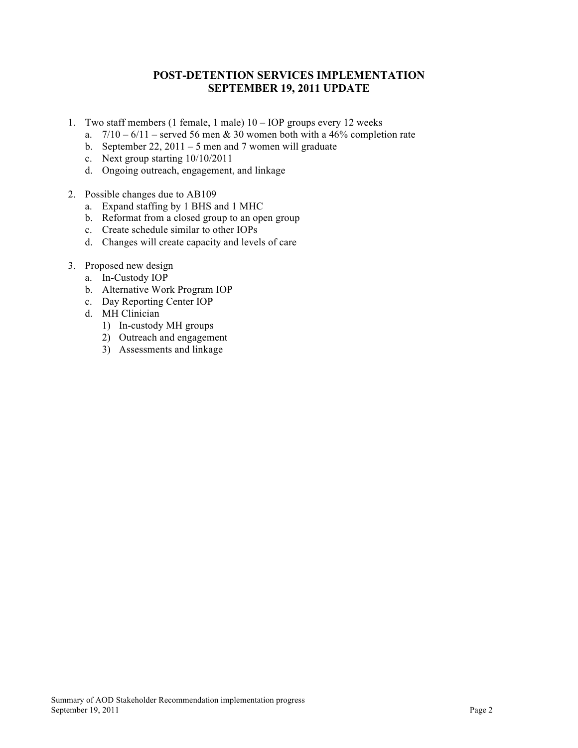# POST-DETENTION SERVICES IMPLEMENTATION
# SEPTEMBER 19, 2011 UPDATE

1. Two staff members (1 female, 1 male) 10 – IOP groups every 12 weeks
   a. 7/10 – 6/11 – served 56 men & 30 women both with a 46% completion rate
   b. September 22, 2011 – 5 men and 7 women will graduate
   c. Next group starting 10/10/2011
   d. Ongoing outreach, engagement, and linkage

2. Possible changes due to AB109
   a. Expand staffing by 1 BHS and 1 MHC
   b. Reformat from a closed group to an open group
   c. Create schedule similar to other IOPs
   d. Changes will create capacity and levels of care

3. Proposed new design
   a. In-Custody IOP
   b. Alternative Work Program IOP
   c. Day Reporting Center IOP
   d. MH Clinician
      1) In-custody MH groups
      2) Outreach and engagement
      3) Assessments and linkage